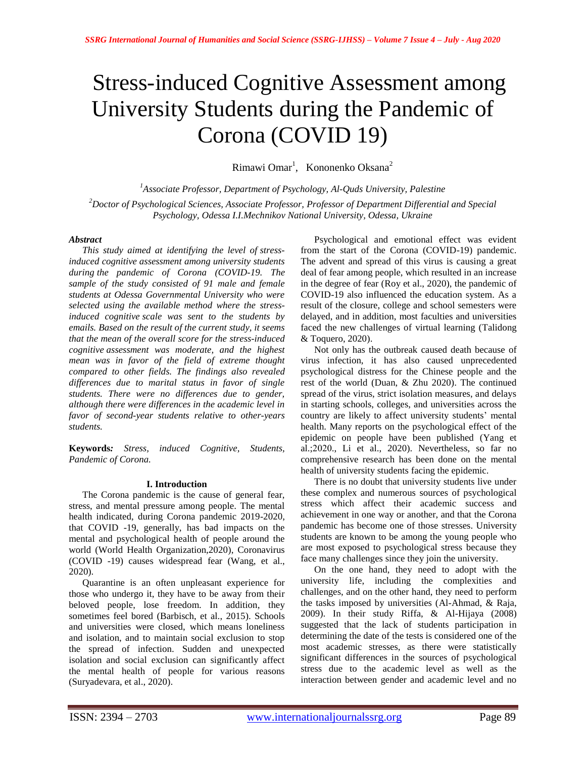# Stress-induced Cognitive Assessment among University Students during the Pandemic of Corona (COVID 19)

Rimawi Omar[1], Kononenko Oksana[2]

[1]*Associate Professor, Department of Psychology, Al-Quds University, Palestine*

[2]*Doctor of Psychological Sciences, Associate Professor, Professor of Department Differential and Special Psychology, Odessa I.I.Mechnikov National University, Odessa, Ukraine*

***Abstract***

*This study aimed at identifying the level of stress-induced cognitive assessment among university students during the pandemic of Corona (COVID-19. The sample of the study consisted of 91 male and female students at Odessa Governmental University who were selected using the available method where the stress-induced cognitive scale was sent to the students by emails. Based on the result of the current study, it seems that the mean of the overall score for the stress-induced cognitive assessment was moderate, and the highest mean was in favor of the field of extreme thought compared to other fields. The findings also revealed differences due to marital status in favor of single students. There were no differences due to gender, although there were differences in the academic level in favor of second-year students relative to other-years students.*

**Keywords***: Stress, induced Cognitive, Students, Pandemic of Corona.*

## I. Introduction

The Corona pandemic is the cause of general fear, stress, and mental pressure among people. The mental health indicated, during Corona pandemic 2019-2020, that COVID -19, generally, has bad impacts on the mental and psychological health of people around the world (World Health Organization,2020), Coronavirus (COVID -19) causes widespread fear (Wang, et al., 2020).

Quarantine is an often unpleasant experience for those who undergo it, they have to be away from their beloved people, lose freedom. In addition, they sometimes feel bored (Barbisch, et al., 2015). Schools and universities were closed, which means loneliness and isolation, and to maintain social exclusion to stop the spread of infection. Sudden and unexpected isolation and social exclusion can significantly affect the mental health of people for various reasons (Suryadevara, et al., 2020).

Psychological and emotional effect was evident from the start of the Corona (COVID-19) pandemic. The advent and spread of this virus is causing a great deal of fear among people, which resulted in an increase in the degree of fear (Roy et al., 2020), the pandemic of COVID-19 also influenced the education system. As a result of the closure, college and school semesters were delayed, and in addition, most faculties and universities faced the new challenges of virtual learning (Talidong & Toquero, 2020).

Not only has the outbreak caused death because of virus infection, it has also caused unprecedented psychological distress for the Chinese people and the rest of the world (Duan, & Zhu 2020). The continued spread of the virus, strict isolation measures, and delays in starting schools, colleges, and universities across the country are likely to affect university students' mental health. Many reports on the psychological effect of the epidemic on people have been published (Yang et al.;2020., Li et al., 2020). Nevertheless, so far no comprehensive research has been done on the mental health of university students facing the epidemic.

There is no doubt that university students live under these complex and numerous sources of psychological stress which affect their academic success and achievement in one way or another, and that the Corona pandemic has become one of those stresses. University students are known to be among the young people who are most exposed to psychological stress because they face many challenges since they join the university.

On the one hand, they need to adopt with the university life, including the complexities and challenges, and on the other hand, they need to perform the tasks imposed by universities (Al-Ahmad, & Raja, 2009). In their study Riffa, & Al-Hijaya (2008) suggested that the lack of students participation in determining the date of the tests is considered one of the most academic stresses, as there were statistically significant differences in the sources of psychological stress due to the academic level as well as the interaction between gender and academic level and no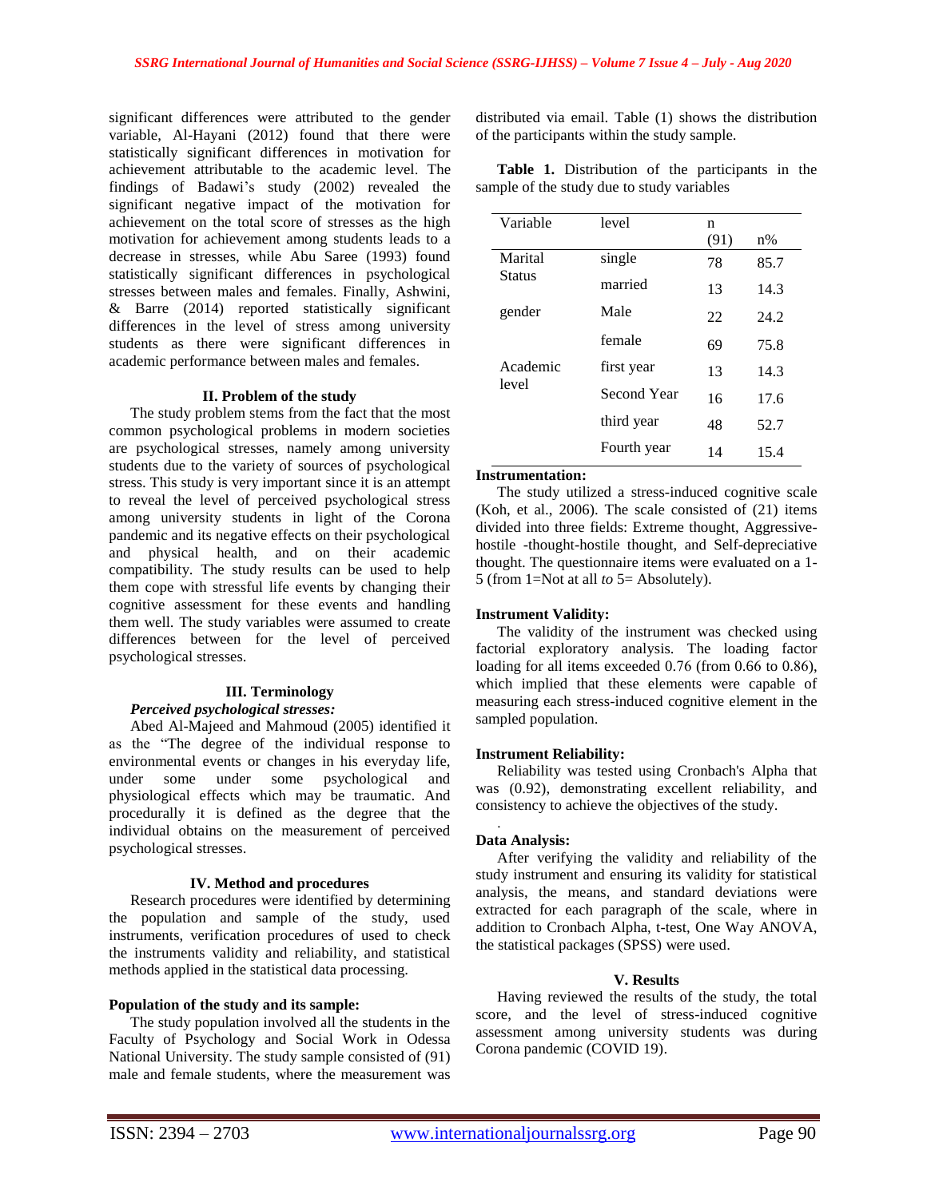significant differences were attributed to the gender variable, Al-Hayani (2012) found that there were statistically significant differences in motivation for achievement attributable to the academic level. The findings of Badawi's study (2002) revealed the significant negative impact of the motivation for achievement on the total score of stresses as the high motivation for achievement among students leads to a decrease in stresses, while Abu Saree (1993) found statistically significant differences in psychological stresses between males and females. Finally, Ashwini, & Barre (2014) reported statistically significant differences in the level of stress among university students as there were significant differences in academic performance between males and females.

## II. Problem of the study

The study problem stems from the fact that the most common psychological problems in modern societies are psychological stresses, namely among university students due to the variety of sources of psychological stress. This study is very important since it is an attempt to reveal the level of perceived psychological stress among university students in light of the Corona pandemic and its negative effects on their psychological and physical health, and on their academic compatibility. The study results can be used to help them cope with stressful life events by changing their cognitive assessment for these events and handling them well. The study variables were assumed to create differences between for the level of perceived psychological stresses.

## III. Terminology

***Perceived psychological stresses:***

Abed Al-Majeed and Mahmoud (2005) identified it as the "The degree of the individual response to environmental events or changes in his everyday life, under some under some psychological and physiological effects which may be traumatic. And procedurally it is defined as the degree that the individual obtains on the measurement of perceived psychological stresses.

## IV. Method and procedures

Research procedures were identified by determining the population and sample of the study, used instruments, verification procedures of used to check the instruments validity and reliability, and statistical methods applied in the statistical data processing.

**Population of the study and its sample:**

The study population involved all the students in the Faculty of Psychology and Social Work in Odessa National University. The study sample consisted of (91) male and female students, where the measurement was distributed via email. Table (1) shows the distribution of the participants within the study sample.

**Table 1.** Distribution of the participants in the sample of the study due to study variables

| Variable | level | n (91) | n% |
|---|---|---|---|
| Marital Status | single | 78 | 85.7 |
| | married | 13 | 14.3 |
| gender | Male | 22 | 24.2 |
| | female | 69 | 75.8 |
| Academic level | first year | 13 | 14.3 |
| | Second Year | 16 | 17.6 |
| | third year | 48 | 52.7 |
| | Fourth year | 14 | 15.4 |

**Instrumentation:**

The study utilized a stress-induced cognitive scale (Koh, et al., 2006). The scale consisted of (21) items divided into three fields: Extreme thought, Aggressive-hostile -thought-hostile thought, and Self-depreciative thought. The questionnaire items were evaluated on a 1-5 (from 1=Not at all *to* 5= Absolutely).

**Instrument Validity:**

The validity of the instrument was checked using factorial exploratory analysis. The loading factor loading for all items exceeded 0.76 (from 0.66 to 0.86), which implied that these elements were capable of measuring each stress-induced cognitive element in the sampled population.

**Instrument Reliability:**

Reliability was tested using Cronbach's Alpha that was (0.92), demonstrating excellent reliability, and consistency to achieve the objectives of the study.

**Data Analysis:**

After verifying the validity and reliability of the study instrument and ensuring its validity for statistical analysis, the means, and standard deviations were extracted for each paragraph of the scale, where in addition to Cronbach Alpha, t-test, One Way ANOVA, the statistical packages (SPSS) were used.

## V. Results

Having reviewed the results of the study, the total score, and the level of stress-induced cognitive assessment among university students was during Corona pandemic (COVID 19).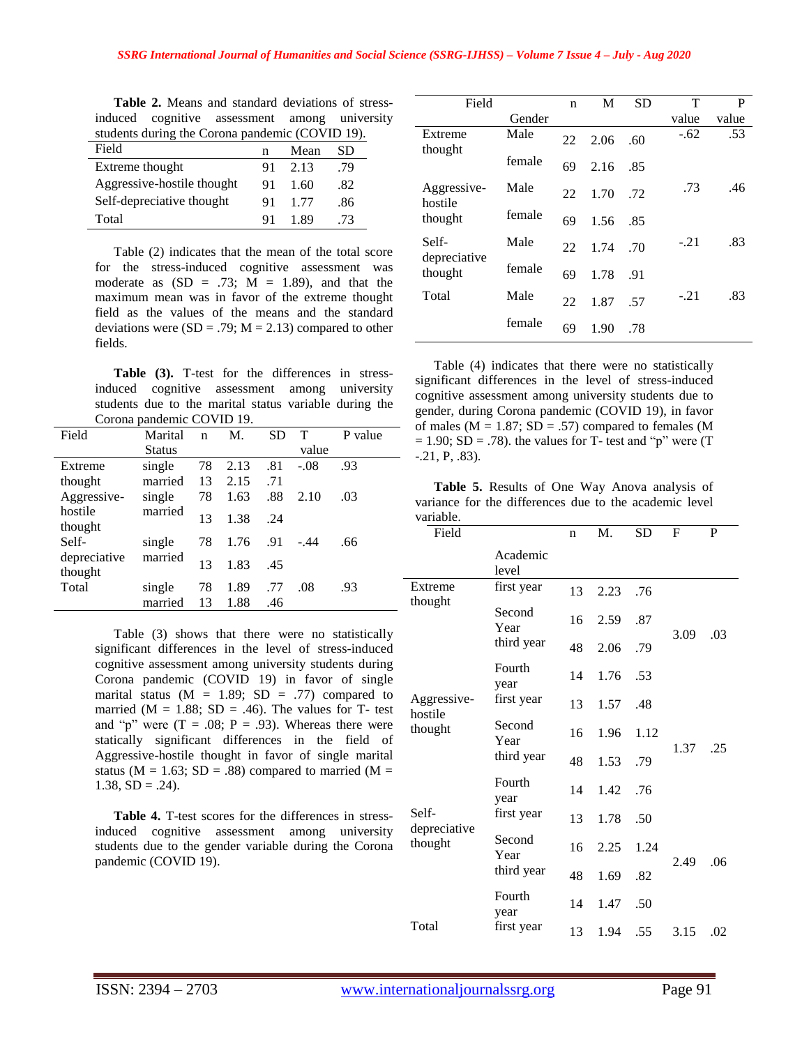**Table 2.** Means and standard deviations of stress-induced cognitive assessment among university students during the Corona pandemic (COVID 19).

| Field | n | Mean | SD |
|---|---|---|---|
| Extreme thought | 91 | 2.13 | .79 |
| Aggressive-hostile thought | 91 | 1.60 | .82 |
| Self-depreciative thought | 91 | 1.77 | .86 |
| Total | 91 | 1.89 | .73 |

Table (2) indicates that the mean of the total score for the stress-induced cognitive assessment was moderate as (SD = .73; M = 1.89), and that the maximum mean was in favor of the extreme thought field as the values of the means and the standard deviations were (SD = .79; M = 2.13) compared to other fields.

**Table (3).** T-test for the differences in stress-induced cognitive assessment among university students due to the marital status variable during the Corona pandemic COVID 19.

| Field | Marital Status | n | M. | SD | T value | P value |
|---|---|---|---|---|---|---|
| Extreme thought | single | 78 | 2.13 | .81 | -.08 | .93 |
| | married | 13 | 2.15 | .71 | | |
| Aggressive-hostile thought | single | 78 | 1.63 | .88 | 2.10 | .03 |
| | married | 13 | 1.38 | .24 | | |
| Self-depreciative thought | single | 78 | 1.76 | .91 | -.44 | .66 |
| | married | 13 | 1.83 | .45 | | |
| Total | single | 78 | 1.89 | .77 | .08 | .93 |
| | married | 13 | 1.88 | .46 | | |

Table (3) shows that there were no statistically significant differences in the level of stress-induced cognitive assessment among university students during Corona pandemic (COVID 19) in favor of single marital status (M = 1.89; SD = .77) compared to married (M = 1.88; SD = .46). The values for T- test and "p" were (T = .08; P = .93). Whereas there were statically significant differences in the field of Aggressive-hostile thought in favor of single marital status (M = 1.63; SD = .88) compared to married (M = 1.38, SD = .24).

**Table 4.** T-test scores for the differences in stress-induced cognitive assessment among university students due to the gender variable during the Corona pandemic (COVID 19).

| Field | Gender | n | M | SD | T value | P value |
|---|---|---|---|---|---|---|
| Extreme thought | Male | 22 | 2.06 | .60 | -.62 | .53 |
| | female | 69 | 2.16 | .85 | | |
| Aggressive-hostile thought | Male | 22 | 1.70 | .72 | .73 | .46 |
| | female | 69 | 1.56 | .85 | | |
| Self-depreciative thought | Male | 22 | 1.74 | .70 | -.21 | .83 |
| | female | 69 | 1.78 | .91 | | |
| Total | Male | 22 | 1.87 | .57 | -.21 | .83 |
| | female | 69 | 1.90 | .78 | | |

Table (4) indicates that there were no statistically significant differences in the level of stress-induced cognitive assessment among university students due to gender, during Corona pandemic (COVID 19), in favor of males (M = 1.87; SD = .57) compared to females (M = 1.90; SD = .78). the values for T- test and "p" were (T -.21, P, .83).

**Table 5.** Results of One Way Anova analysis of variance for the differences due to the academic level variable.

| Field | Academic level | n | M. | SD | F | P |
|---|---|---|---|---|---|---|
| Extreme thought | first year | 13 | 2.23 | .76 | 3.09 | .03 |
| | Second Year | 16 | 2.59 | .87 | | |
| | third year | 48 | 2.06 | .79 | | |
| | Fourth year | 14 | 1.76 | .53 | | |
| Aggressive-hostile thought | first year | 13 | 1.57 | .48 | 1.37 | .25 |
| | Second Year | 16 | 1.96 | 1.12 | | |
| | third year | 48 | 1.53 | .79 | | |
| | Fourth year | 14 | 1.42 | .76 | | |
| Self-depreciative thought | first year | 13 | 1.78 | .50 | 2.49 | .06 |
| | Second Year | 16 | 2.25 | 1.24 | | |
| | third year | 48 | 1.69 | .82 | | |
| | Fourth year | 14 | 1.47 | .50 | | |
| Total | first year | 13 | 1.94 | .55 | 3.15 | .02 |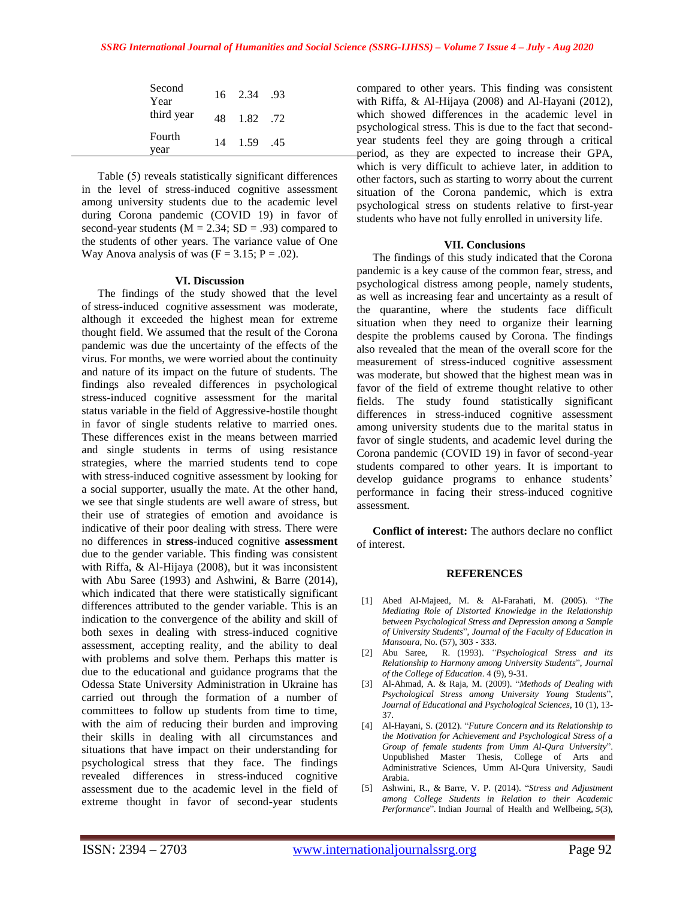| | | | |
|---|---|---|---|
| Second Year | 16 | 2.34 | .93 |
| third year | 48 | 1.82 | .72 |
| Fourth year | 14 | 1.59 | .45 |

Table (5) reveals statistically significant differences in the level of stress-induced cognitive assessment among university students due to the academic level during Corona pandemic (COVID 19) in favor of second-year students ($M = 2.34$; $SD = .93$) compared to the students of other years. The variance value of One Way Anova analysis of was ($F = 3.15$; $P = .02$).

## VI. Discussion

The findings of the study showed that the level of stress-induced cognitive assessment was moderate, although it exceeded the highest mean for extreme thought field. We assumed that the result of the Corona pandemic was due the uncertainty of the effects of the virus. For months, we were worried about the continuity and nature of its impact on the future of students. The findings also revealed differences in psychological stress-induced cognitive assessment for the marital status variable in the field of Aggressive-hostile thought in favor of single students relative to married ones. These differences exist in the means between married and single students in terms of using resistance strategies, where the married students tend to cope with stress-induced cognitive assessment by looking for a social supporter, usually the mate. At the other hand, we see that single students are well aware of stress, but their use of strategies of emotion and avoidance is indicative of their poor dealing with stress. There were no differences in **stress-**induced cognitive **assessment** due to the gender variable. This finding was consistent with Riffa, & Al-Hijaya (2008), but it was inconsistent with Abu Saree (1993) and Ashwini, & Barre (2014), which indicated that there were statistically significant differences attributed to the gender variable. This is an indication to the convergence of the ability and skill of both sexes in dealing with stress-induced cognitive assessment, accepting reality, and the ability to deal with problems and solve them. Perhaps this matter is due to the educational and guidance programs that the Odessa State University Administration in Ukraine has carried out through the formation of a number of committees to follow up students from time to time, with the aim of reducing their burden and improving their skills in dealing with all circumstances and situations that have impact on their understanding for psychological stress that they face. The findings revealed differences in stress-induced cognitive assessment due to the academic level in the field of extreme thought in favor of second-year students compared to other years. This finding was consistent with Riffa, & Al-Hijaya (2008) and Al-Hayani (2012), which showed differences in the academic level in psychological stress. This is due to the fact that second-year students feel they are going through a critical period, as they are expected to increase their GPA, which is very difficult to achieve later, in addition to other factors, such as starting to worry about the current situation of the Corona pandemic, which is extra psychological stress on students relative to first-year students who have not fully enrolled in university life.

## VII. Conclusions

The findings of this study indicated that the Corona pandemic is a key cause of the common fear, stress, and psychological distress among people, namely students, as well as increasing fear and uncertainty as a result of the quarantine, where the students face difficult situation when they need to organize their learning despite the problems caused by Corona. The findings also revealed that the mean of the overall score for the measurement of stress-induced cognitive assessment was moderate, but showed that the highest mean was in favor of the field of extreme thought relative to other fields. The study found statistically significant differences in stress-induced cognitive assessment among university students due to the marital status in favor of single students, and academic level during the Corona pandemic (COVID 19) in favor of second-year students compared to other years. It is important to develop guidance programs to enhance students' performance in facing their stress-induced cognitive assessment.

**Conflict of interest:** The authors declare no conflict of interest.

## REFERENCES

[1] Abed Al-Majeed, M. & Al-Farahati, M. (2005). "*The Mediating Role of Distorted Knowledge in the Relationship between Psychological Stress and Depression among a Sample of University Students*", *Journal of the Faculty of Education in Mansoura*, No. (57), 303 - 333.

[2] Abu Saree, R. (1993). *"Psychological Stress and its Relationship to Harmony among University Students*", *Journal of the College of Education*. 4 (9), 9-31.

[3] Al-Ahmad, A. & Raja, M. (2009). "*Methods of Dealing with Psychological Stress among University Young Students*", *Journal of Educational and Psychological Sciences*, 10 (1), 13-37.

[4] Al-Hayani, S. (2012). "*Future Concern and its Relationship to the Motivation for Achievement and Psychological Stress of a Group of female students from Umm Al-Qura University*". Unpublished Master Thesis, College of Arts and Administrative Sciences, Umm Al-Qura University, Saudi Arabia.

[5] Ashwini, R., & Barre, V. P. (2014). "*Stress and Adjustment among College Students in Relation to their Academic Performance*". Indian Journal of Health and Wellbeing, *5*(3),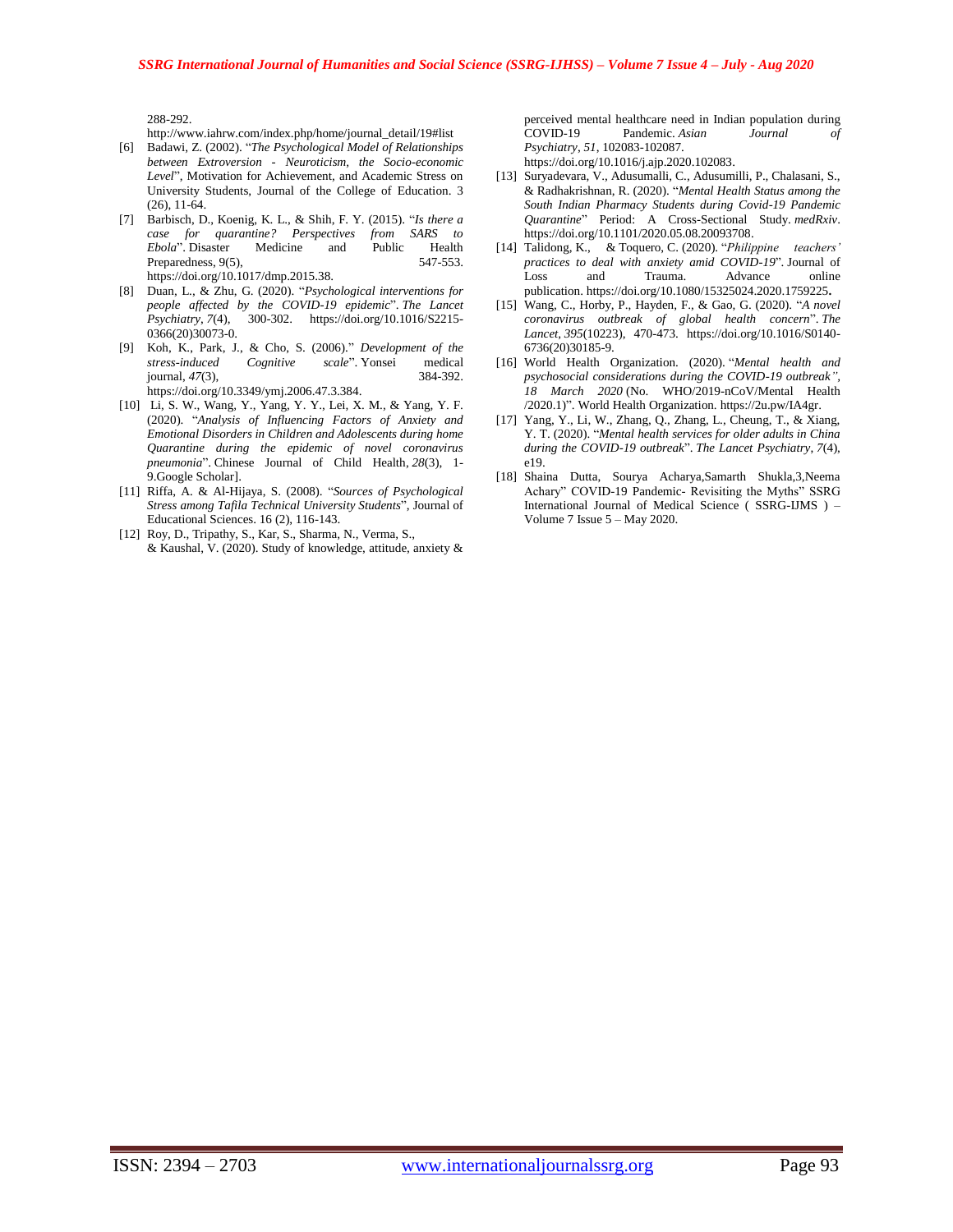288-292. http://www.iahrw.com/index.php/home/journal_detail/19#list

[6] Badawi, Z. (2002). "*The Psychological Model of Relationships between Extroversion - Neuroticism, the Socio-economic Level*", Motivation for Achievement, and Academic Stress on University Students, Journal of the College of Education. 3 (26), 11-64.

[7] Barbisch, D., Koenig, K. L., & Shih, F. Y. (2015). "*Is there a case for quarantine? Perspectives from SARS to Ebola*". Disaster Medicine and Public Health Preparedness, 9(5), 547-553. https://doi.org/10.1017/dmp.2015.38.

[8] Duan, L., & Zhu, G. (2020). "*Psychological interventions for people affected by the COVID-19 epidemic*". *The Lancet Psychiatry*, *7*(4), 300-302. https://doi.org/10.1016/S2215-0366(20)30073-0.

[9] Koh, K., Park, J., & Cho, S. (2006)." *Development of the stress-induced Cognitive scale*". Yonsei medical journal, *47*(3), 384-392. https://doi.org/10.3349/ymj.2006.47.3.384.

[10] Li, S. W., Wang, Y., Yang, Y. Y., Lei, X. M., & Yang, Y. F. (2020). "*Analysis of Influencing Factors of Anxiety and Emotional Disorders in Children and Adolescents during home Quarantine during the epidemic of novel coronavirus pneumonia*". Chinese Journal of Child Health, *28*(3), 1-9.Google Scholar].

[11] Riffa, A. & Al-Hijaya, S. (2008). "*Sources of Psychological Stress among Tafila Technical University Students*", Journal of Educational Sciences. 16 (2), 116-143.

[12] Roy, D., Tripathy, S., Kar, S., Sharma, N., Verma, S., & Kaushal, V. (2020). Study of knowledge, attitude, anxiety & perceived mental healthcare need in Indian population during COVID-19 Pandemic. *Asian Journal of Psychiatry*, *51*, 102083-102087. https://doi.org/10.1016/j.ajp.2020.102083.

[13] Suryadevara, V., Adusumalli, C., Adusumilli, P., Chalasani, S., & Radhakrishnan, R. (2020). "*Mental Health Status among the South Indian Pharmacy Students during Covid-19 Pandemic Quarantine*" Period: A Cross-Sectional Study. *medRxiv*. https://doi.org/10.1101/2020.05.08.20093708.

[14] Talidong, K., & Toquero, C. (2020). "*Philippine teachers' practices to deal with anxiety amid COVID-19*". Journal of Loss and Trauma. Advance online publication. https://doi.org/10.1080/15325024.2020.1759225.

[15] Wang, C., Horby, P., Hayden, F., & Gao, G. (2020). "*A novel coronavirus outbreak of global health concern*". *The Lancet*, *395*(10223), 470-473. https://doi.org/10.1016/S0140-6736(20)30185-9.

[16] World Health Organization. (2020). "*Mental health and psychosocial considerations during the COVID-19 outbreak", 18 March 2020* (No. WHO/2019-nCoV/Mental Health /2020.1)". World Health Organization. https://2u.pw/IA4gr.

[17] Yang, Y., Li, W., Zhang, Q., Zhang, L., Cheung, T., & Xiang, Y. T. (2020). "*Mental health services for older adults in China during the COVID-19 outbreak*". *The Lancet Psychiatry*, *7*(4), e19.

[18] Shaina Dutta, Sourya Acharya,Samarth Shukla,3,Neema Achary" COVID-19 Pandemic- Revisiting the Myths" SSRG International Journal of Medical Science ( SSRG-IJMS ) – Volume 7 Issue 5 – May 2020.